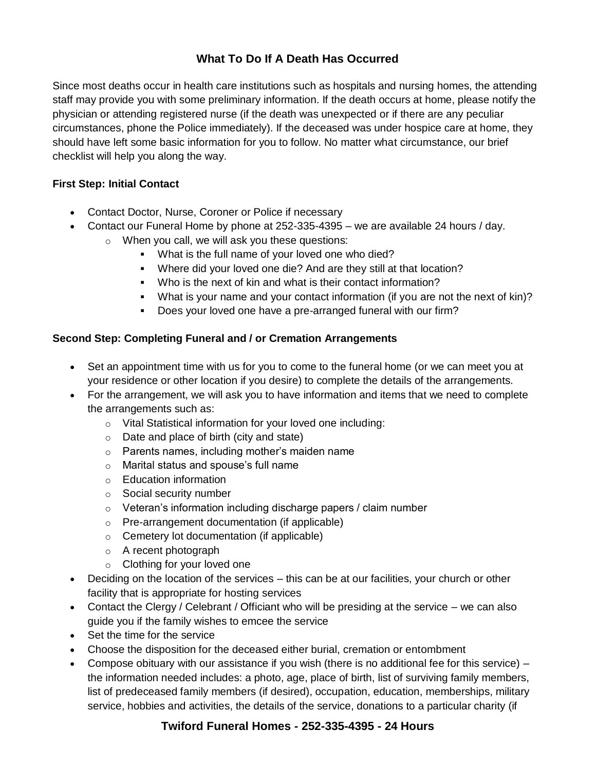# What To Do If A Death Has Occurred

Since most deaths occur in health care institutions such as hospitals and nursing homes, the attending staff may provide you with some preliminary information. If the death occurs at home, please notify the physician or attending registered nurse (if the death was unexpected or if there are any peculiar circumstances, phone the Police immediately). If the deceased was under hospice care at home, they should have left some basic information for you to follow. No matter what circumstance, our brief checklist will help you along the way.

**First Step: Initial Contact**

- Contact Doctor, Nurse, Coroner or Police if necessary
- Contact our Funeral Home by phone at 252-335-4395 – we are available 24 hours / day.
    - When you call, we will ask you these questions:
        - What is the full name of your loved one who died?
        - Where did your loved one die? And are they still at that location?
        - Who is the next of kin and what is their contact information?
        - What is your name and your contact information (if you are not the next of kin)?
        - Does your loved one have a pre-arranged funeral with our firm?

**Second Step: Completing Funeral and / or Cremation Arrangements**

- Set an appointment time with us for you to come to the funeral home (or we can meet you at your residence or other location if you desire) to complete the details of the arrangements.
- For the arrangement, we will ask you to have information and items that we need to complete the arrangements such as:
    - Vital Statistical information for your loved one including:
    - Date and place of birth (city and state)
    - Parents names, including mother's maiden name
    - Marital status and spouse's full name
    - Education information
    - Social security number
    - Veteran's information including discharge papers / claim number
    - Pre-arrangement documentation (if applicable)
    - Cemetery lot documentation (if applicable)
    - A recent photograph
    - Clothing for your loved one
- Deciding on the location of the services – this can be at our facilities, your church or other facility that is appropriate for hosting services
- Contact the Clergy / Celebrant / Officiant who will be presiding at the service – we can also guide you if the family wishes to emcee the service
- Set the time for the service
- Choose the disposition for the deceased either burial, cremation or entombment
- Compose obituary with our assistance if you wish (there is no additional fee for this service) – the information needed includes: a photo, age, place of birth, list of surviving family members, list of predeceased family members (if desired), occupation, education, memberships, military service, hobbies and activities, the details of the service, donations to a particular charity (if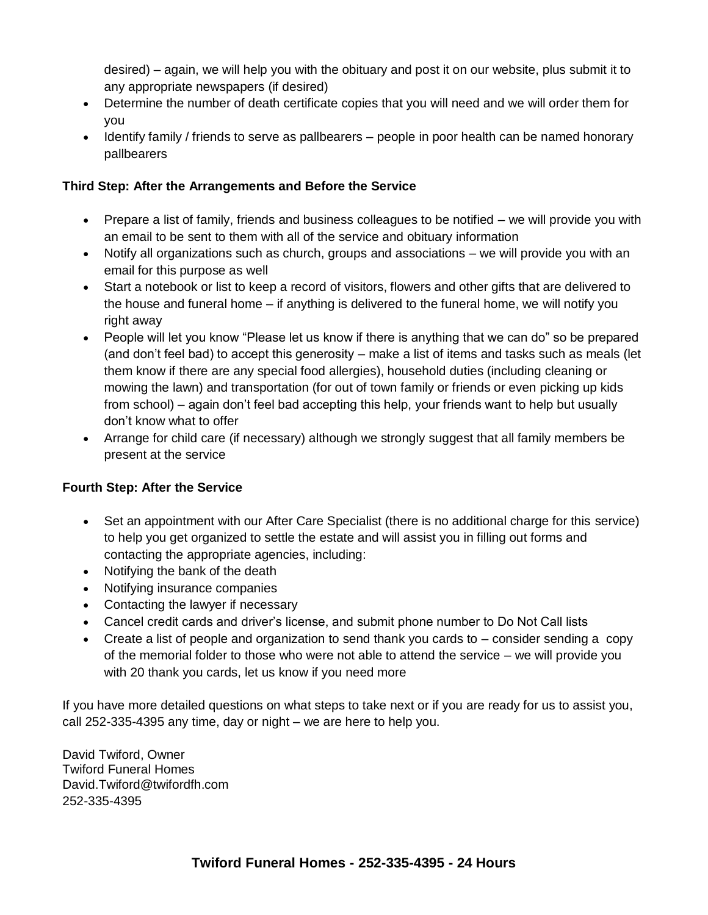desired) – again, we will help you with the obituary and post it on our website, plus submit it to any appropriate newspapers (if desired)

- Determine the number of death certificate copies that you will need and we will order them for you
- Identify family / friends to serve as pallbearers – people in poor health can be named honorary pallbearers

**Third Step: After the Arrangements and Before the Service**

- Prepare a list of family, friends and business colleagues to be notified – we will provide you with an email to be sent to them with all of the service and obituary information
- Notify all organizations such as church, groups and associations – we will provide you with an email for this purpose as well
- Start a notebook or list to keep a record of visitors, flowers and other gifts that are delivered to the house and funeral home – if anything is delivered to the funeral home, we will notify you right away
- People will let you know "Please let us know if there is anything that we can do" so be prepared (and don't feel bad) to accept this generosity – make a list of items and tasks such as meals (let them know if there are any special food allergies), household duties (including cleaning or mowing the lawn) and transportation (for out of town family or friends or even picking up kids from school) – again don't feel bad accepting this help, your friends want to help but usually don't know what to offer
- Arrange for child care (if necessary) although we strongly suggest that all family members be present at the service

**Fourth Step: After the Service**

- Set an appointment with our After Care Specialist (there is no additional charge for this service) to help you get organized to settle the estate and will assist you in filling out forms and contacting the appropriate agencies, including:
- Notifying the bank of the death
- Notifying insurance companies
- Contacting the lawyer if necessary
- Cancel credit cards and driver's license, and submit phone number to Do Not Call lists
- Create a list of people and organization to send thank you cards to – consider sending a copy of the memorial folder to those who were not able to attend the service – we will provide you with 20 thank you cards, let us know if you need more

If you have more detailed questions on what steps to take next or if you are ready for us to assist you, call 252-335-4395 any time, day or night – we are here to help you.

David Twiford, Owner
Twiford Funeral Homes
David.Twiford@twifordfh.com
252-335-4395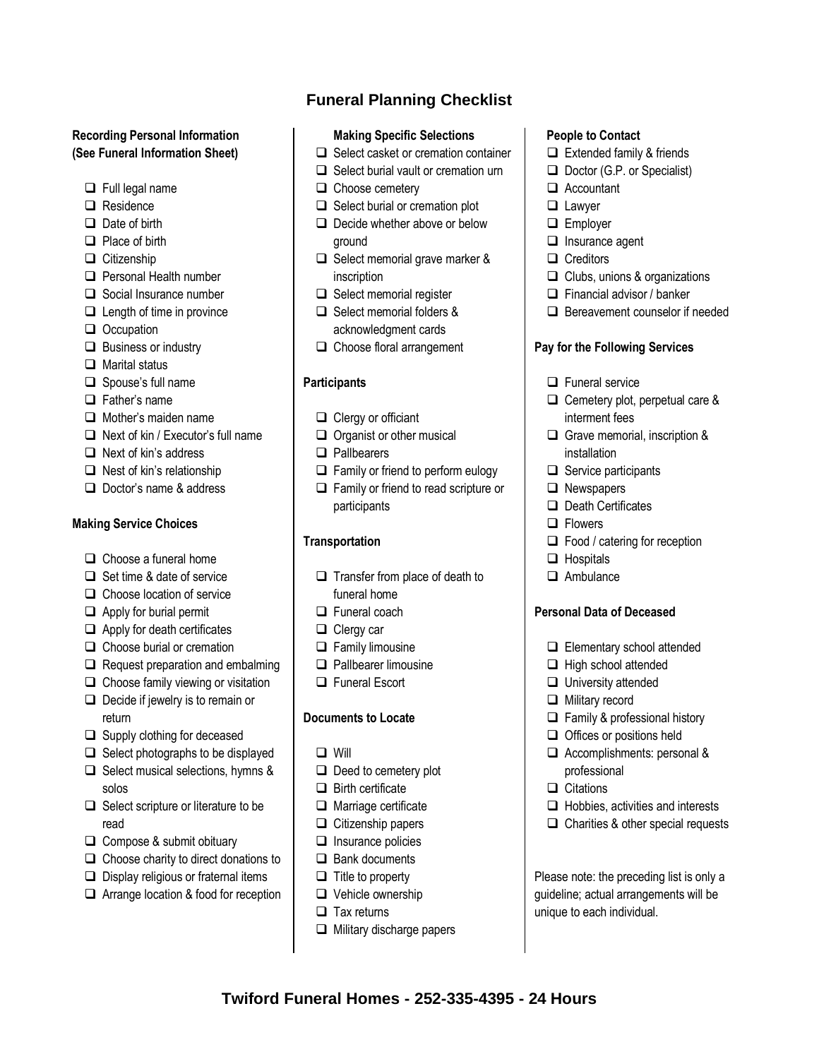# Funeral Planning Checklist

**Recording Personal Information (See Funeral Information Sheet)**

- ❑ Full legal name
- ❑ Residence
- ❑ Date of birth
- ❑ Place of birth
- ❑ Citizenship
- ❑ Personal Health number
- ❑ Social Insurance number
- ❑ Length of time in province
- ❑ Occupation
- ❑ Business or industry
- ❑ Marital status
- ❑ Spouse's full name
- ❑ Father's name
- ❑ Mother's maiden name
- ❑ Next of kin / Executor's full name
- ❑ Next of kin's address
- ❑ Nest of kin's relationship
- ❑ Doctor's name & address

**Making Service Choices**

- ❑ Choose a funeral home
- ❑ Set time & date of service
- ❑ Choose location of service
- ❑ Apply for burial permit
- ❑ Apply for death certificates
- ❑ Choose burial or cremation
- ❑ Request preparation and embalming
- ❑ Choose family viewing or visitation
- ❑ Decide if jewelry is to remain or return
- ❑ Supply clothing for deceased
- ❑ Select photographs to be displayed
- ❑ Select musical selections, hymns & solos
- ❑ Select scripture or literature to be read
- ❑ Compose & submit obituary
- ❑ Choose charity to direct donations to
- ❑ Display religious or fraternal items
- ❑ Arrange location & food for reception

**Making Specific Selections**

- ❑ Select casket or cremation container
- ❑ Select burial vault or cremation urn
- ❑ Choose cemetery
- ❑ Select burial or cremation plot
- ❑ Decide whether above or below ground
- ❑ Select memorial grave marker & inscription
- ❑ Select memorial register
- ❑ Select memorial folders & acknowledgment cards
- ❑ Choose floral arrangement

**Participants**

- ❑ Clergy or officiant
- ❑ Organist or other musical
- ❑ Pallbearers
- ❑ Family or friend to perform eulogy
- ❑ Family or friend to read scripture or participants

**Transportation**

- ❑ Transfer from place of death to funeral home
- ❑ Funeral coach
- ❑ Clergy car
- ❑ Family limousine
- ❑ Pallbearer limousine
- ❑ Funeral Escort

**Documents to Locate**

- ❑ Will
- ❑ Deed to cemetery plot
- ❑ Birth certificate
- ❑ Marriage certificate
- ❑ Citizenship papers
- ❑ Insurance policies
- ❑ Bank documents
- ❑ Title to property
- ❑ Vehicle ownership
- ❑ Tax returns
- ❑ Military discharge papers

**People to Contact**

- ❑ Extended family & friends
- ❑ Doctor (G.P. or Specialist)
- ❑ Accountant
- ❑ Lawyer
- ❑ Employer
- ❑ Insurance agent
- ❑ Creditors
- ❑ Clubs, unions & organizations
- ❑ Financial advisor / banker
- ❑ Bereavement counselor if needed

**Pay for the Following Services**

- ❑ Funeral service
- ❑ Cemetery plot, perpetual care & interment fees
- ❑ Grave memorial, inscription & installation
- ❑ Service participants
- ❑ Newspapers
- ❑ Death Certificates
- ❑ Flowers
- ❑ Food / catering for reception
- ❑ Hospitals
- ❑ Ambulance

**Personal Data of Deceased**

- ❑ Elementary school attended
- ❑ High school attended
- ❑ University attended
- ❑ Military record
- ❑ Family & professional history
- ❑ Offices or positions held
- ❑ Accomplishments: personal & professional
- ❑ Citations
- ❑ Hobbies, activities and interests
- ❑ Charities & other special requests

Please note: the preceding list is only a guideline; actual arrangements will be unique to each individual.

**Twiford Funeral Homes - 252-335-4395 - 24 Hours**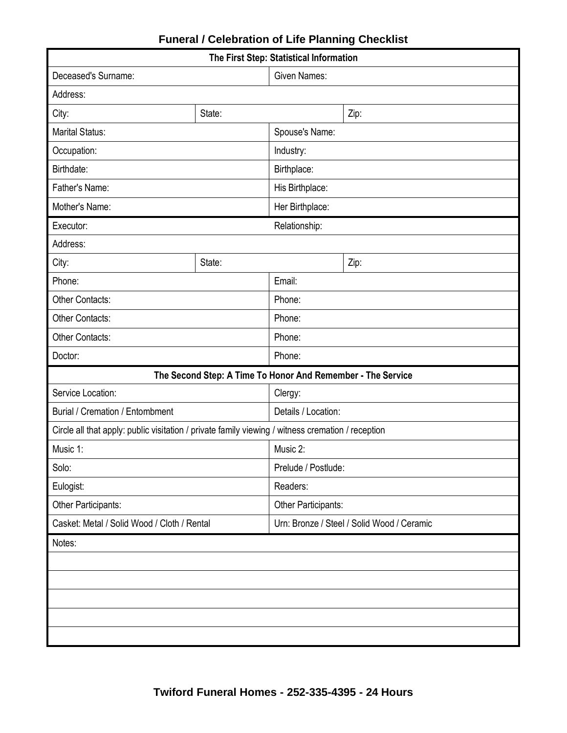# Funeral / Celebration of Life Planning Checklist

| The First Step: Statistical Information | | | |
|---|---|---|---|
| Deceased's Surname: | | Given Names: | |
| Address: | | | |
| City: | State: | | Zip: |
| Marital Status: | | Spouse's Name: | |
| Occupation: | | Industry: | |
| Birthdate: | | Birthplace: | |
| Father's Name: | | His Birthplace: | |
| Mother's Name: | | Her Birthplace: | |
| Executor: | | Relationship: | |
| Address: | | | |
| City: | State: | | Zip: |
| Phone: | | Email: | |
| Other Contacts: | | Phone: | |
| Other Contacts: | | Phone: | |
| Other Contacts: | | Phone: | |
| Doctor: | | Phone: | |

| The Second Step: A Time To Honor And Remember - The Service | |
|---|---|
| Service Location: | Clergy: |
| Burial / Cremation / Entombment | Details / Location: |
| Circle all that apply: public visitation / private family viewing / witness cremation / reception | |
| Music 1: | Music 2: |
| Solo: | Prelude / Postlude: |
| Eulogist: | Readers: |
| Other Participants: | Other Participants: |
| Casket: Metal / Solid Wood / Cloth / Rental | Urn: Bronze / Steel / Solid Wood / Ceramic |

| Notes: |
|---|
| |
| |
| |
| |
| |

**Twiford Funeral Homes - 252-335-4395 - 24 Hours**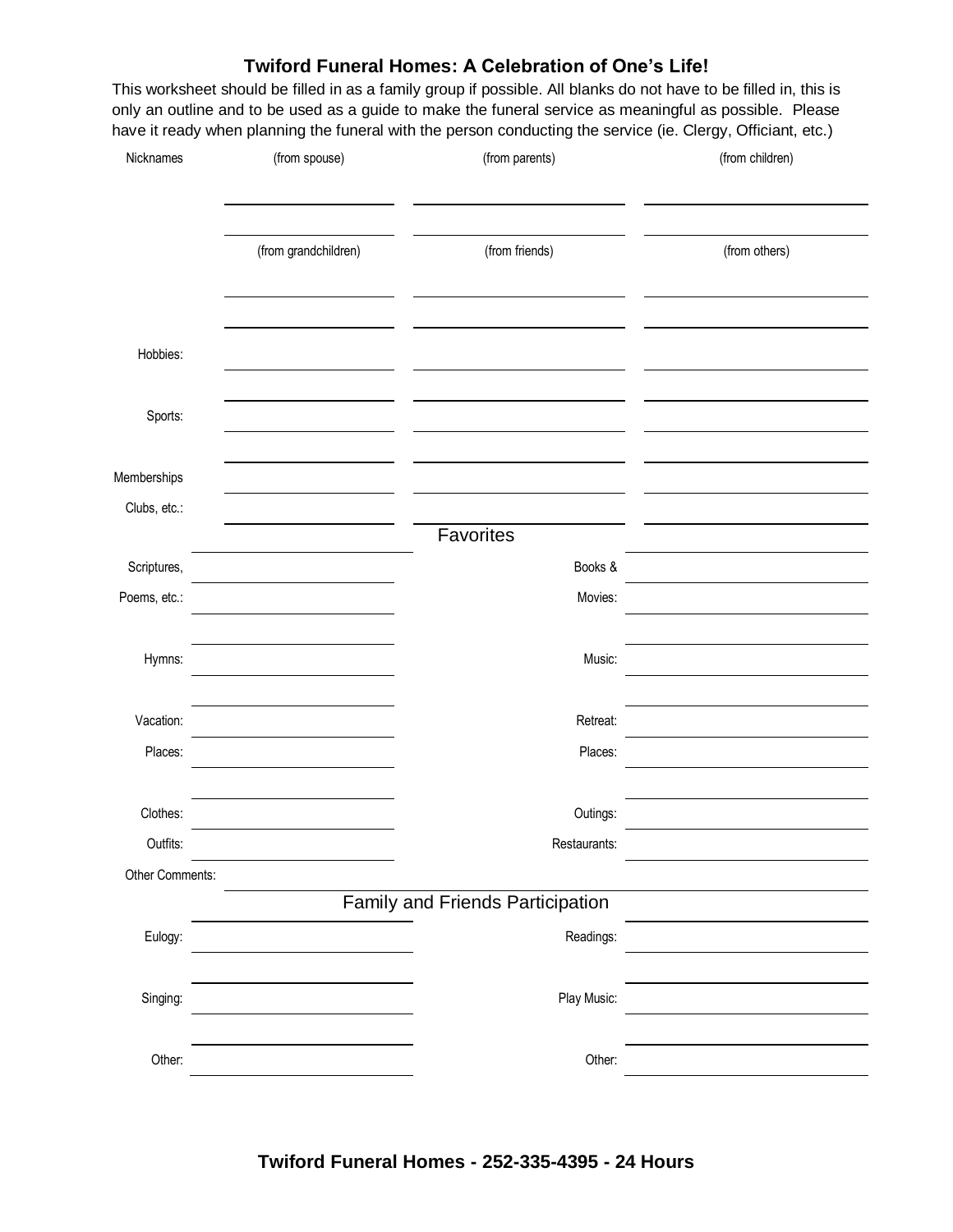## Twiford Funeral Homes: A Celebration of One's Life!

This worksheet should be filled in as a family group if possible. All blanks do not have to be filled in, this is only an outline and to be used as a guide to make the funeral service as meaningful as possible. Please have it ready when planning the funeral with the person conducting the service (ie. Clergy, Officiant, etc.)

| | | | |
|---|---|---|---|
| Nicknames | (from spouse) | (from parents) | (from children) |
| | | | |
| | | | |
| | (from grandchildren) | (from friends) | (from others) |
| | | | |
| | | | |
| Hobbies: | | | |
| | | | |
| Sports: | | | |
| | | | |
| Memberships | | | |
| Clubs, etc.: | | | |

### Favorites

| | | | |
|---|---|---|---|
| Scriptures, | | Books & | |
| Poems, etc.: | | Movies: | |
| | | | |
| Hymns: | | Music: | |
| | | | |
| Vacation: | | Retreat: | |
| Places: | | Places: | |
| | | | |
| Clothes: | | Outings: | |
| Outfits: | | Restaurants: | |

Other Comments:

### Family and Friends Participation

| | | | |
|---|---|---|---|
| Eulogy: | | Readings: | |
| | | | |
| Singing: | | Play Music: | |
| | | | |
| Other: | | Other: | |

**Twiford Funeral Homes - 252-335-4395 - 24 Hours**